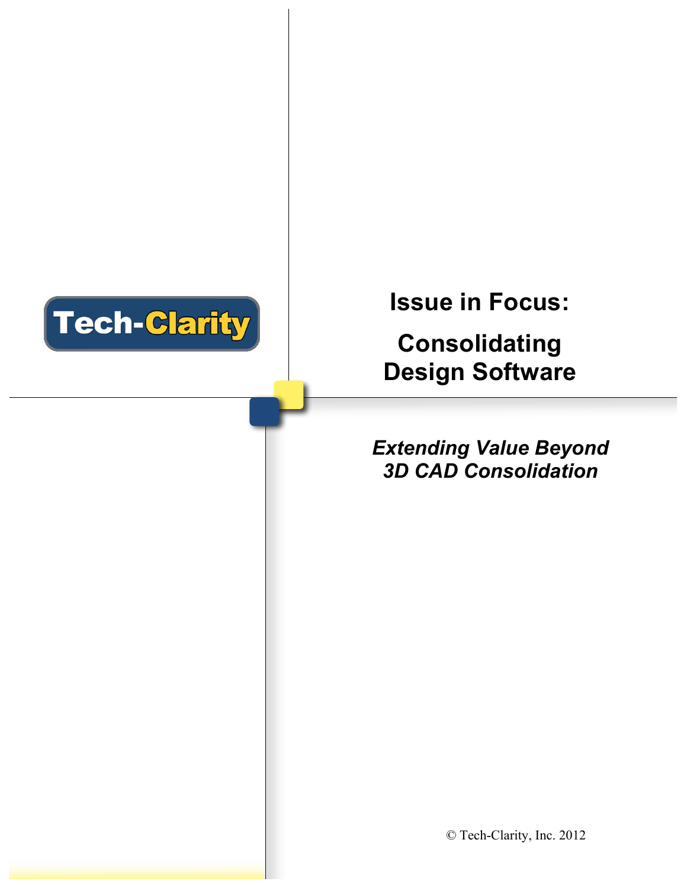Tech-Clarity

# Issue in Focus:

# Consolidating Design Software

*Extending Value Beyond 3D CAD Consolidation*

© Tech-Clarity, Inc. 2012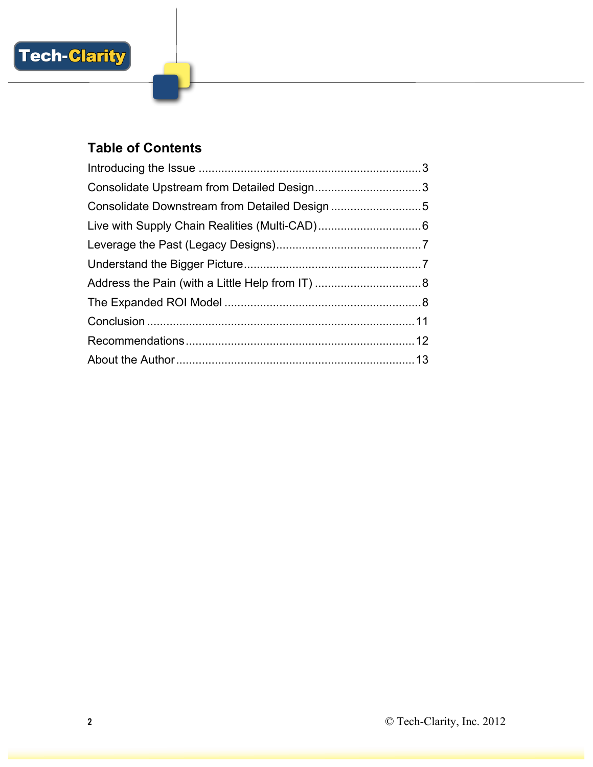## Table of Contents

Introducing the Issue .................................................................... 3

Consolidate Upstream from Detailed Design ................................ 3

Consolidate Downstream from Detailed Design ............................ 5

Live with Supply Chain Realities (Multi-CAD) ................................ 6

Leverage the Past (Legacy Designs) ............................................ 7

Understand the Bigger Picture ...................................................... 7

Address the Pain (with a Little Help from IT) ................................ 8

The Expanded ROI Model ............................................................ 8

Conclusion .................................................................................. 11

Recommendations ...................................................................... 12

About the Author ......................................................................... 13

© Tech-Clarity, Inc. 2012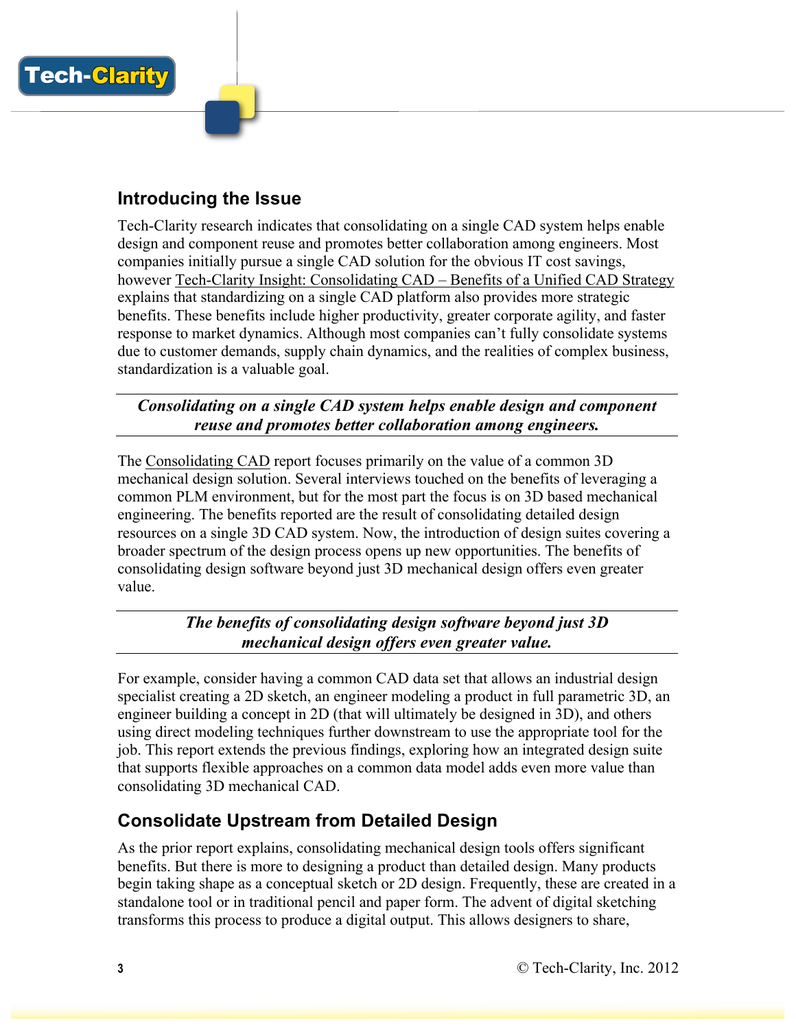## Introducing the Issue

Tech-Clarity research indicates that consolidating on a single CAD system helps enable design and component reuse and promotes better collaboration among engineers. Most companies initially pursue a single CAD solution for the obvious IT cost savings, however Tech-Clarity Insight: Consolidating CAD – Benefits of a Unified CAD Strategy explains that standardizing on a single CAD platform also provides more strategic benefits. These benefits include higher productivity, greater corporate agility, and faster response to market dynamics. Although most companies can't fully consolidate systems due to customer demands, supply chain dynamics, and the realities of complex business, standardization is a valuable goal.

***Consolidating on a single CAD system helps enable design and component reuse and promotes better collaboration among engineers.***

The Consolidating CAD report focuses primarily on the value of a common 3D mechanical design solution. Several interviews touched on the benefits of leveraging a common PLM environment, but for the most part the focus is on 3D based mechanical engineering. The benefits reported are the result of consolidating detailed design resources on a single 3D CAD system. Now, the introduction of design suites covering a broader spectrum of the design process opens up new opportunities. The benefits of consolidating design software beyond just 3D mechanical design offers even greater value.

***The benefits of consolidating design software beyond just 3D mechanical design offers even greater value.***

For example, consider having a common CAD data set that allows an industrial design specialist creating a 2D sketch, an engineer modeling a product in full parametric 3D, an engineer building a concept in 2D (that will ultimately be designed in 3D), and others using direct modeling techniques further downstream to use the appropriate tool for the job. This report extends the previous findings, exploring how an integrated design suite that supports flexible approaches on a common data model adds even more value than consolidating 3D mechanical CAD.

## Consolidate Upstream from Detailed Design

As the prior report explains, consolidating mechanical design tools offers significant benefits. But there is more to designing a product than detailed design. Many products begin taking shape as a conceptual sketch or 2D design. Frequently, these are created in a standalone tool or in traditional pencil and paper form. The advent of digital sketching transforms this process to produce a digital output. This allows designers to share,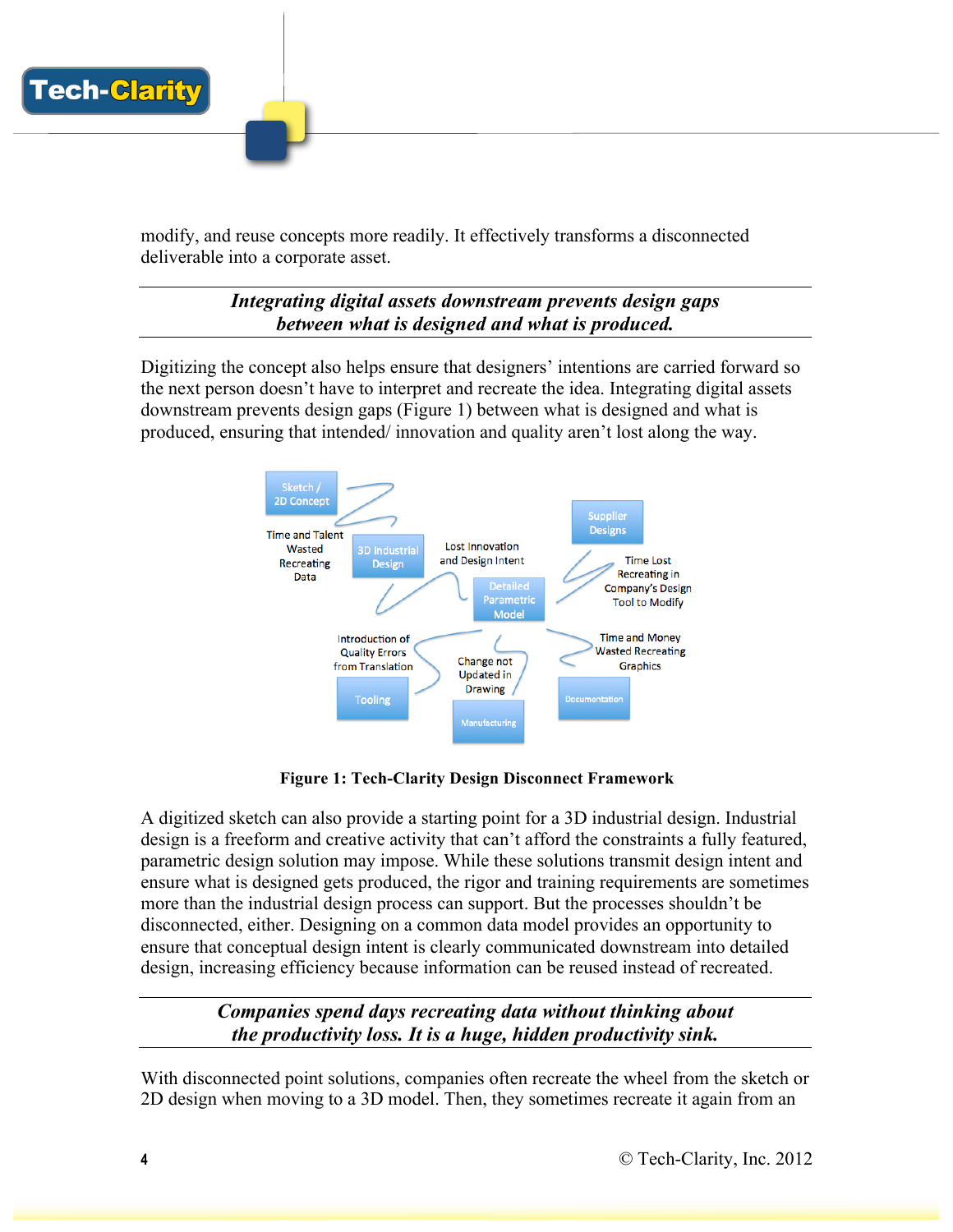modify, and reuse concepts more readily. It effectively transforms a disconnected deliverable into a corporate asset.

---

***Integrating digital assets downstream prevents design gaps between what is designed and what is produced.***

---

Digitizing the concept also helps ensure that designers' intentions are carried forward so the next person doesn't have to interpret and recreate the idea. Integrating digital assets downstream prevents design gaps (Figure 1) between what is designed and what is produced, ensuring that intended/ innovation and quality aren't lost along the way.

Sketch / 2D Concept

Time and Talent Wasted Recreating Data

3D Industrial Design

Lost Innovation and Design Intent

Supplier Designs

Time Lost Recreating in Company's Design Tool to Modify

Detailed Parametric Model

Introduction of Quality Errors from Translation

Change not Updated in Drawing

Time and Money Wasted Recreating Graphics

Tooling

Manufacturing

Documentation

**Figure 1: Tech-Clarity Design Disconnect Framework**

A digitized sketch can also provide a starting point for a 3D industrial design. Industrial design is a freeform and creative activity that can't afford the constraints a fully featured, parametric design solution may impose. While these solutions transmit design intent and ensure what is designed gets produced, the rigor and training requirements are sometimes more than the industrial design process can support. But the processes shouldn't be disconnected, either. Designing on a common data model provides an opportunity to ensure that conceptual design intent is clearly communicated downstream into detailed design, increasing efficiency because information can be reused instead of recreated.

---

***Companies spend days recreating data without thinking about the productivity loss. It is a huge, hidden productivity sink.***

---

With disconnected point solutions, companies often recreate the wheel from the sketch or 2D design when moving to a 3D model. Then, they sometimes recreate it again from an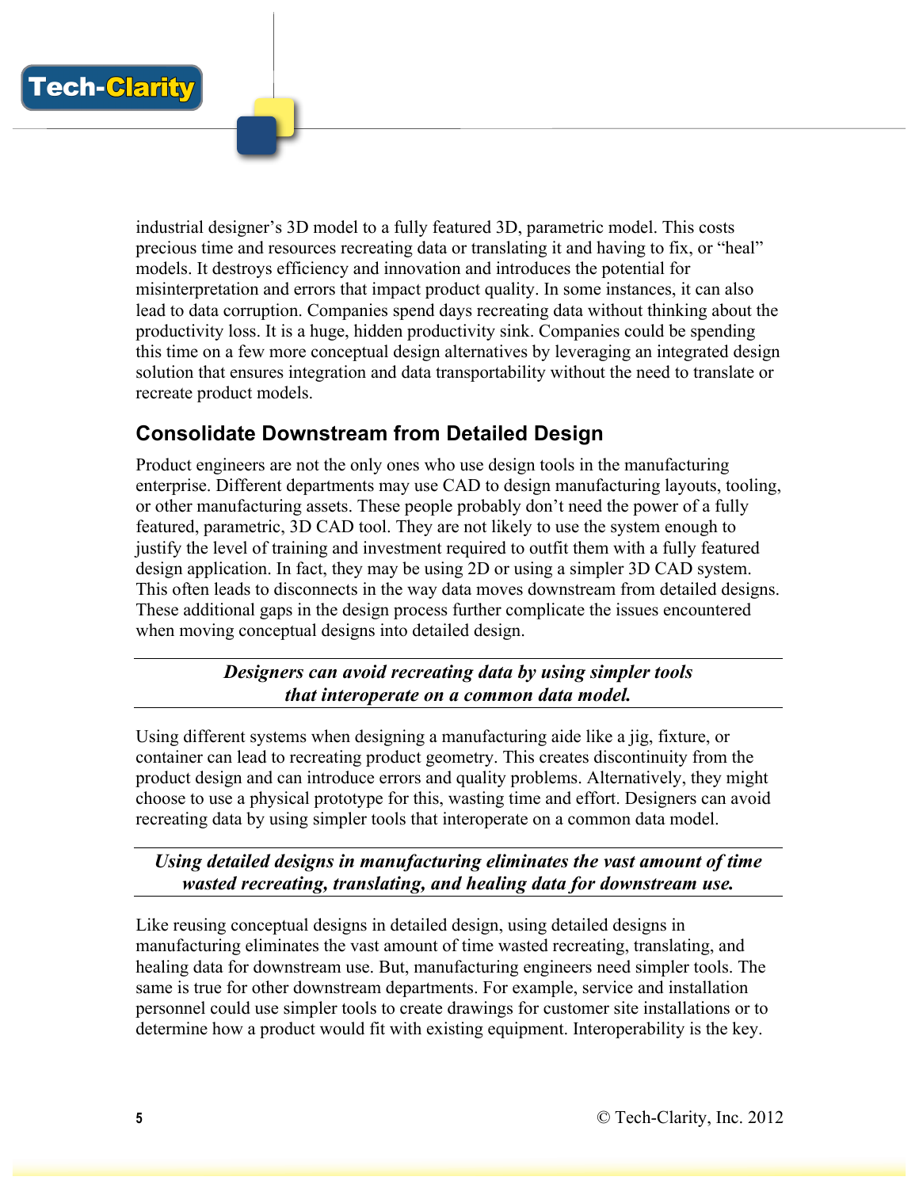industrial designer's 3D model to a fully featured 3D, parametric model. This costs precious time and resources recreating data or translating it and having to fix, or "heal" models. It destroys efficiency and innovation and introduces the potential for misinterpretation and errors that impact product quality. In some instances, it can also lead to data corruption. Companies spend days recreating data without thinking about the productivity loss. It is a huge, hidden productivity sink. Companies could be spending this time on a few more conceptual design alternatives by leveraging an integrated design solution that ensures integration and data transportability without the need to translate or recreate product models.

## Consolidate Downstream from Detailed Design

Product engineers are not the only ones who use design tools in the manufacturing enterprise. Different departments may use CAD to design manufacturing layouts, tooling, or other manufacturing assets. These people probably don't need the power of a fully featured, parametric, 3D CAD tool. They are not likely to use the system enough to justify the level of training and investment required to outfit them with a fully featured design application. In fact, they may be using 2D or using a simpler 3D CAD system. This often leads to disconnects in the way data moves downstream from detailed designs. These additional gaps in the design process further complicate the issues encountered when moving conceptual designs into detailed design.

---

***Designers can avoid recreating data by using simpler tools that interoperate on a common data model.***

---

Using different systems when designing a manufacturing aide like a jig, fixture, or container can lead to recreating product geometry. This creates discontinuity from the product design and can introduce errors and quality problems. Alternatively, they might choose to use a physical prototype for this, wasting time and effort. Designers can avoid recreating data by using simpler tools that interoperate on a common data model.

---

***Using detailed designs in manufacturing eliminates the vast amount of time wasted recreating, translating, and healing data for downstream use.***

---

Like reusing conceptual designs in detailed design, using detailed designs in manufacturing eliminates the vast amount of time wasted recreating, translating, and healing data for downstream use. But, manufacturing engineers need simpler tools. The same is true for other downstream departments. For example, service and installation personnel could use simpler tools to create drawings for customer site installations or to determine how a product would fit with existing equipment. Interoperability is the key.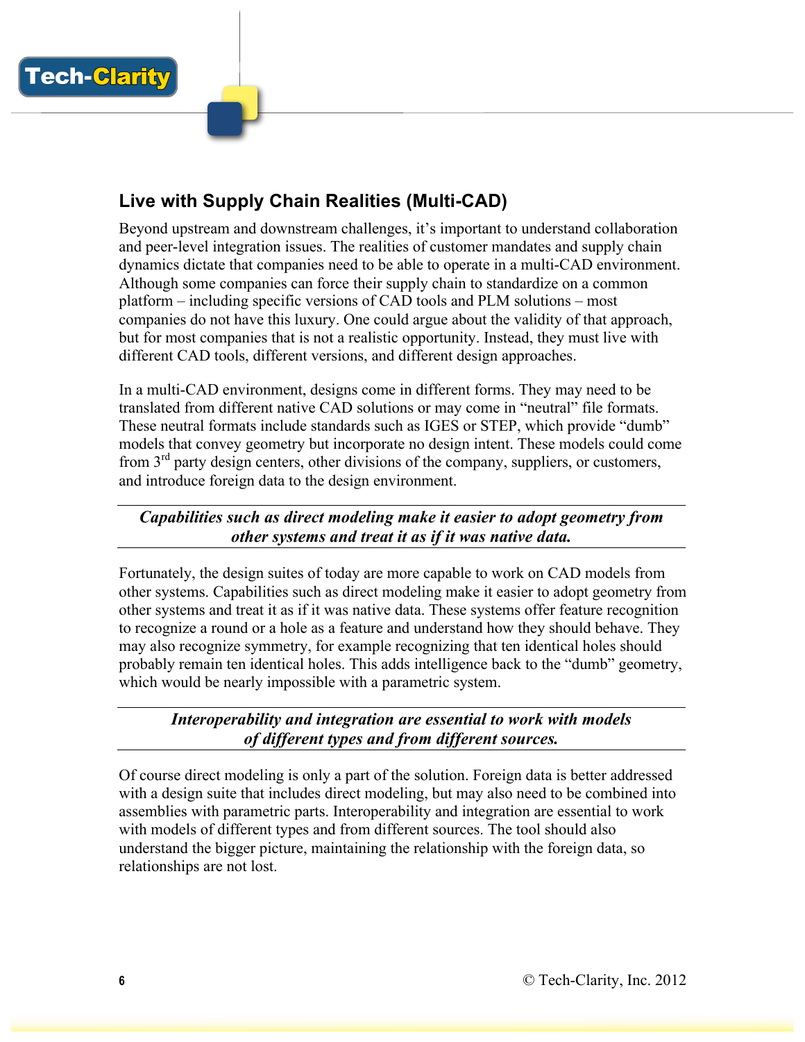## Live with Supply Chain Realities (Multi-CAD)

Beyond upstream and downstream challenges, it's important to understand collaboration and peer-level integration issues. The realities of customer mandates and supply chain dynamics dictate that companies need to be able to operate in a multi-CAD environment. Although some companies can force their supply chain to standardize on a common platform – including specific versions of CAD tools and PLM solutions – most companies do not have this luxury. One could argue about the validity of that approach, but for most companies that is not a realistic opportunity. Instead, they must live with different CAD tools, different versions, and different design approaches.

In a multi-CAD environment, designs come in different forms. They may need to be translated from different native CAD solutions or may come in "neutral" file formats. These neutral formats include standards such as IGES or STEP, which provide "dumb" models that convey geometry but incorporate no design intent. These models could come from 3rd party design centers, other divisions of the company, suppliers, or customers, and introduce foreign data to the design environment.

---

***Capabilities such as direct modeling make it easier to adopt geometry from other systems and treat it as if it was native data.***

---

Fortunately, the design suites of today are more capable to work on CAD models from other systems. Capabilities such as direct modeling make it easier to adopt geometry from other systems and treat it as if it was native data. These systems offer feature recognition to recognize a round or a hole as a feature and understand how they should behave. They may also recognize symmetry, for example recognizing that ten identical holes should probably remain ten identical holes. This adds intelligence back to the "dumb" geometry, which would be nearly impossible with a parametric system.

---

***Interoperability and integration are essential to work with models of different types and from different sources.***

---

Of course direct modeling is only a part of the solution. Foreign data is better addressed with a design suite that includes direct modeling, but may also need to be combined into assemblies with parametric parts. Interoperability and integration are essential to work with models of different types and from different sources. The tool should also understand the bigger picture, maintaining the relationship with the foreign data, so relationships are not lost.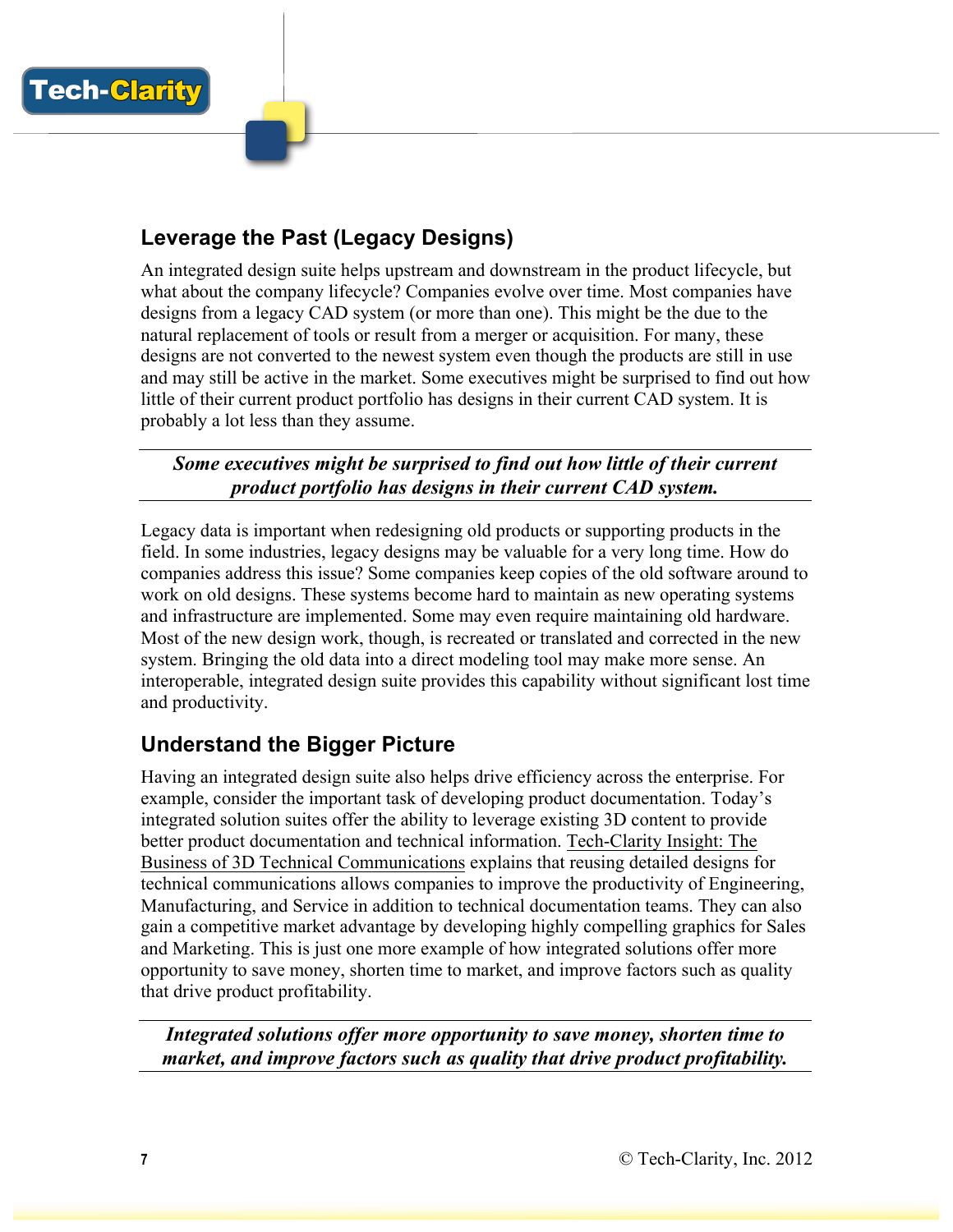## Leverage the Past (Legacy Designs)

An integrated design suite helps upstream and downstream in the product lifecycle, but what about the company lifecycle? Companies evolve over time. Most companies have designs from a legacy CAD system (or more than one). This might be the due to the natural replacement of tools or result from a merger or acquisition. For many, these designs are not converted to the newest system even though the products are still in use and may still be active in the market. Some executives might be surprised to find out how little of their current product portfolio has designs in their current CAD system. It is probably a lot less than they assume.

---

***Some executives might be surprised to find out how little of their current product portfolio has designs in their current CAD system.***

---

Legacy data is important when redesigning old products or supporting products in the field. In some industries, legacy designs may be valuable for a very long time. How do companies address this issue? Some companies keep copies of the old software around to work on old designs. These systems become hard to maintain as new operating systems and infrastructure are implemented. Some may even require maintaining old hardware. Most of the new design work, though, is recreated or translated and corrected in the new system. Bringing the old data into a direct modeling tool may make more sense. An interoperable, integrated design suite provides this capability without significant lost time and productivity.

## Understand the Bigger Picture

Having an integrated design suite also helps drive efficiency across the enterprise. For example, consider the important task of developing product documentation. Today's integrated solution suites offer the ability to leverage existing 3D content to provide better product documentation and technical information. Tech-Clarity Insight: The Business of 3D Technical Communications explains that reusing detailed designs for technical communications allows companies to improve the productivity of Engineering, Manufacturing, and Service in addition to technical documentation teams. They can also gain a competitive market advantage by developing highly compelling graphics for Sales and Marketing. This is just one more example of how integrated solutions offer more opportunity to save money, shorten time to market, and improve factors such as quality that drive product profitability.

---

***Integrated solutions offer more opportunity to save money, shorten time to market, and improve factors such as quality that drive product profitability.***

---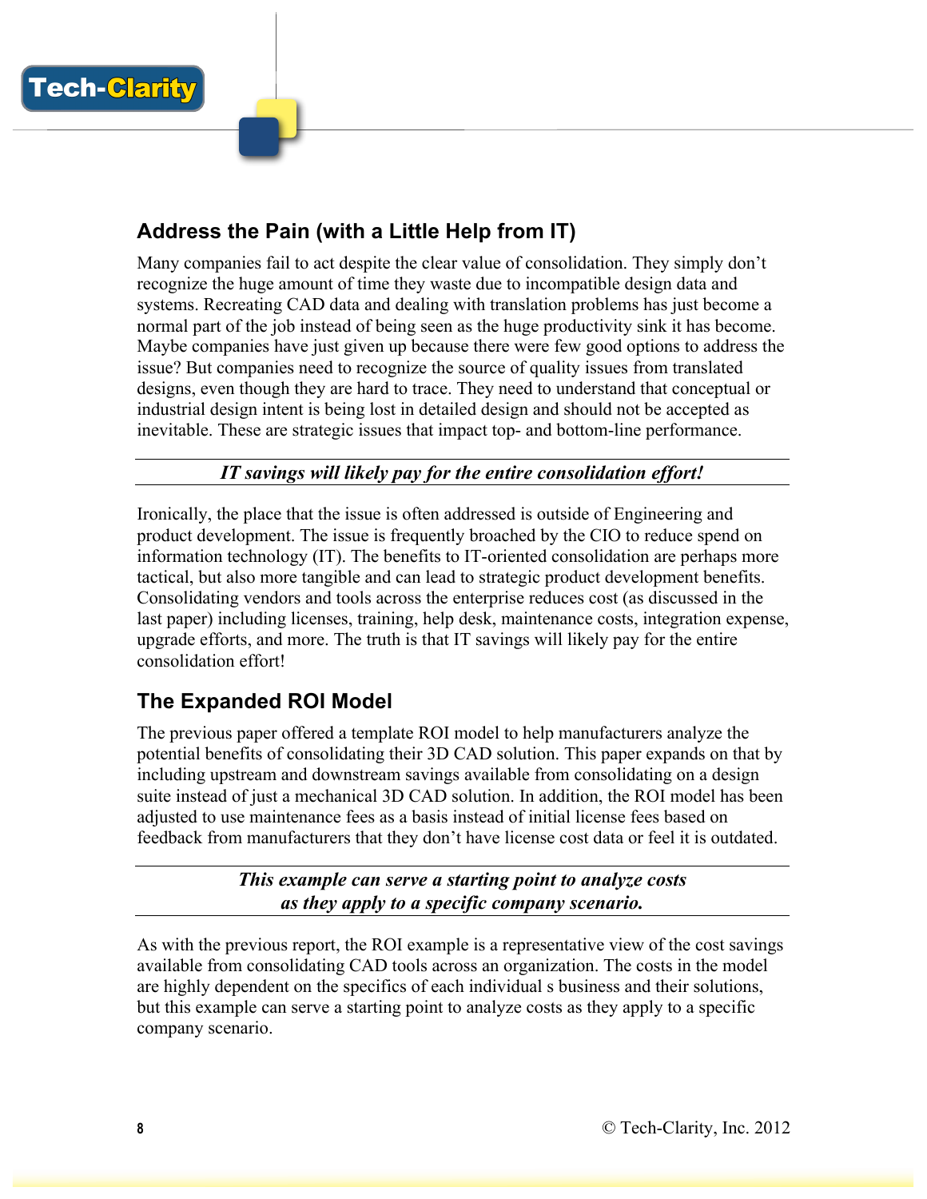## Address the Pain (with a Little Help from IT)

Many companies fail to act despite the clear value of consolidation. They simply don't recognize the huge amount of time they waste due to incompatible design data and systems. Recreating CAD data and dealing with translation problems has just become a normal part of the job instead of being seen as the huge productivity sink it has become. Maybe companies have just given up because there were few good options to address the issue? But companies need to recognize the source of quality issues from translated designs, even though they are hard to trace. They need to understand that conceptual or industrial design intent is being lost in detailed design and should not be accepted as inevitable. These are strategic issues that impact top- and bottom-line performance.

***IT savings will likely pay for the entire consolidation effort!***

Ironically, the place that the issue is often addressed is outside of Engineering and product development. The issue is frequently broached by the CIO to reduce spend on information technology (IT). The benefits to IT-oriented consolidation are perhaps more tactical, but also more tangible and can lead to strategic product development benefits. Consolidating vendors and tools across the enterprise reduces cost (as discussed in the last paper) including licenses, training, help desk, maintenance costs, integration expense, upgrade efforts, and more. The truth is that IT savings will likely pay for the entire consolidation effort!

## The Expanded ROI Model

The previous paper offered a template ROI model to help manufacturers analyze the potential benefits of consolidating their 3D CAD solution. This paper expands on that by including upstream and downstream savings available from consolidating on a design suite instead of just a mechanical 3D CAD solution. In addition, the ROI model has been adjusted to use maintenance fees as a basis instead of initial license fees based on feedback from manufacturers that they don't have license cost data or feel it is outdated.

***This example can serve a starting point to analyze costs as they apply to a specific company scenario.***

As with the previous report, the ROI example is a representative view of the cost savings available from consolidating CAD tools across an organization. The costs in the model are highly dependent on the specifics of each individual s business and their solutions, but this example can serve a starting point to analyze costs as they apply to a specific company scenario.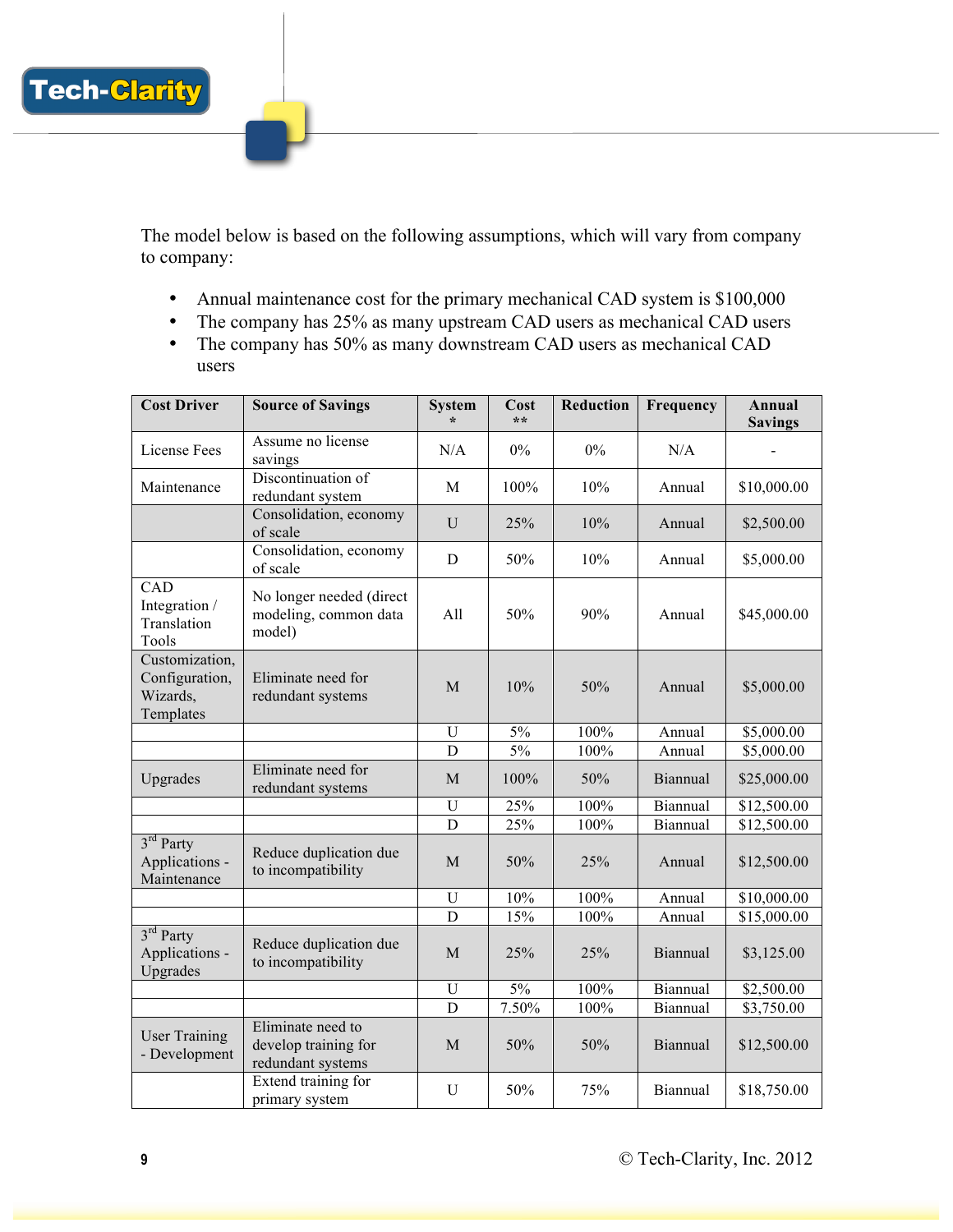The model below is based on the following assumptions, which will vary from company to company:

- Annual maintenance cost for the primary mechanical CAD system is $100,000
- The company has 25% as many upstream CAD users as mechanical CAD users
- The company has 50% as many downstream CAD users as mechanical CAD users

| Cost Driver | Source of Savings | System * | Cost ** | Reduction | Frequency | Annual Savings |
|---|---|---|---|---|---|---|
| License Fees | Assume no license savings | N/A | 0% | 0% | N/A | - |
| Maintenance | Discontinuation of redundant system | M | 100% | 10% | Annual | $10,000.00 |
| | Consolidation, economy of scale | U | 25% | 10% | Annual | $2,500.00 |
| | Consolidation, economy of scale | D | 50% | 10% | Annual | $5,000.00 |
| CAD Integration / Translation Tools | No longer needed (direct modeling, common data model) | All | 50% | 90% | Annual | $45,000.00 |
| Customization, Configuration, Wizards, Templates | Eliminate need for redundant systems | M | 10% | 50% | Annual | $5,000.00 |
| | | U | 5% | 100% | Annual | $5,000.00 |
| | | D | 5% | 100% | Annual | $5,000.00 |
| Upgrades | Eliminate need for redundant systems | M | 100% | 50% | Biannual | $25,000.00 |
| | | U | 25% | 100% | Biannual | $12,500.00 |
| | | D | 25% | 100% | Biannual | $12,500.00 |
| 3rd Party Applications - Maintenance | Reduce duplication due to incompatibility | M | 50% | 25% | Annual | $12,500.00 |
| | | U | 10% | 100% | Annual | $10,000.00 |
| | | D | 15% | 100% | Annual | $15,000.00 |
| 3rd Party Applications - Upgrades | Reduce duplication due to incompatibility | M | 25% | 25% | Biannual | $3,125.00 |
| | | U | 5% | 100% | Biannual | $2,500.00 |
| | | D | 7.50% | 100% | Biannual | $3,750.00 |
| User Training - Development | Eliminate need to develop training for redundant systems | M | 50% | 50% | Biannual | $12,500.00 |
| | Extend training for primary system | U | 50% | 75% | Biannual | $18,750.00 |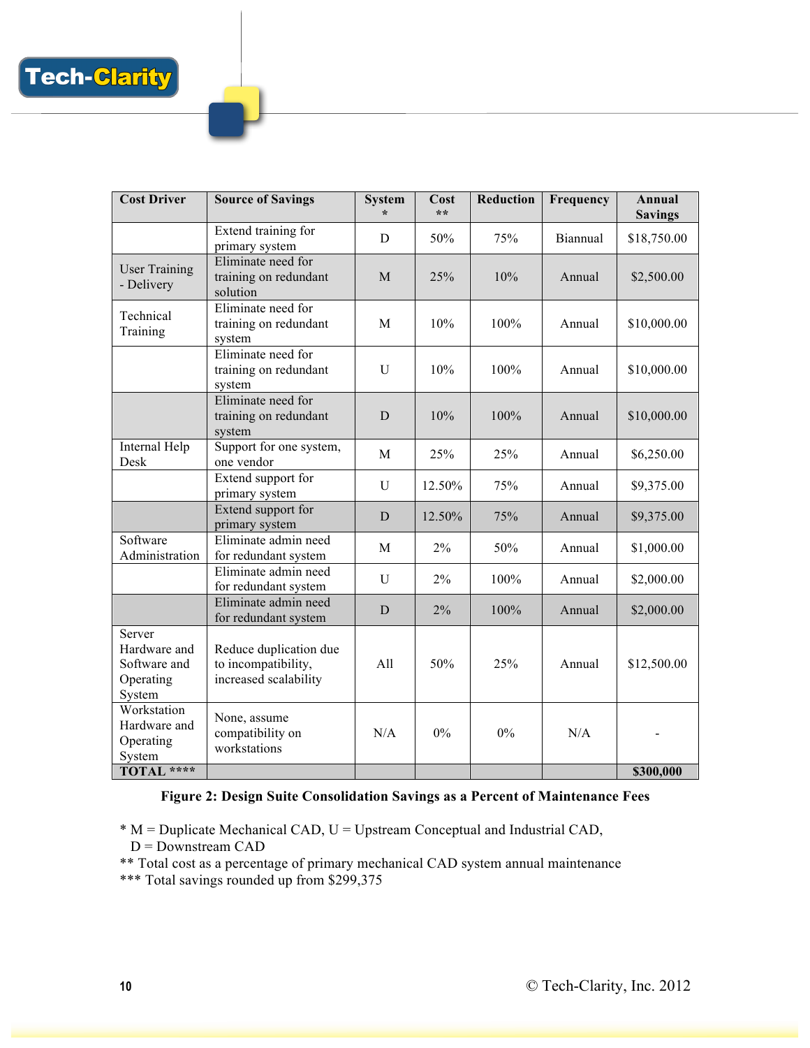| Cost Driver | Source of Savings | System * | Cost ** | Reduction | Frequency | Annual Savings |
|---|---|---|---|---|---|---|
| | Extend training for primary system | D | 50% | 75% | Biannual | $18,750.00 |
| User Training - Delivery | Eliminate need for training on redundant solution | M | 25% | 10% | Annual | $2,500.00 |
| Technical Training | Eliminate need for training on redundant system | M | 10% | 100% | Annual | $10,000.00 |
| | Eliminate need for training on redundant system | U | 10% | 100% | Annual | $10,000.00 |
| | Eliminate need for training on redundant system | D | 10% | 100% | Annual | $10,000.00 |
| Internal Help Desk | Support for one system, one vendor | M | 25% | 25% | Annual | $6,250.00 |
| | Extend support for primary system | U | 12.50% | 75% | Annual | $9,375.00 |
| | Extend support for primary system | D | 12.50% | 75% | Annual | $9,375.00 |
| Software Administration | Eliminate admin need for redundant system | M | 2% | 50% | Annual | $1,000.00 |
| | Eliminate admin need for redundant system | U | 2% | 100% | Annual | $2,000.00 |
| | Eliminate admin need for redundant system | D | 2% | 100% | Annual | $2,000.00 |
| Server Hardware and Software and Operating System | Reduce duplication due to incompatibility, increased scalability | All | 50% | 25% | Annual | $12,500.00 |
| Workstation Hardware and Operating System | None, assume compatibility on workstations | N/A | 0% | 0% | N/A | - |
| **TOTAL \*\*\*\*** | | | | | | **$300,000** |

**Figure 2: Design Suite Consolidation Savings as a Percent of Maintenance Fees**

\* M = Duplicate Mechanical CAD, U = Upstream Conceptual and Industrial CAD, D = Downstream CAD

\*\* Total cost as a percentage of primary mechanical CAD system annual maintenance

\*\*\* Total savings rounded up from $299,375

© Tech-Clarity, Inc. 2012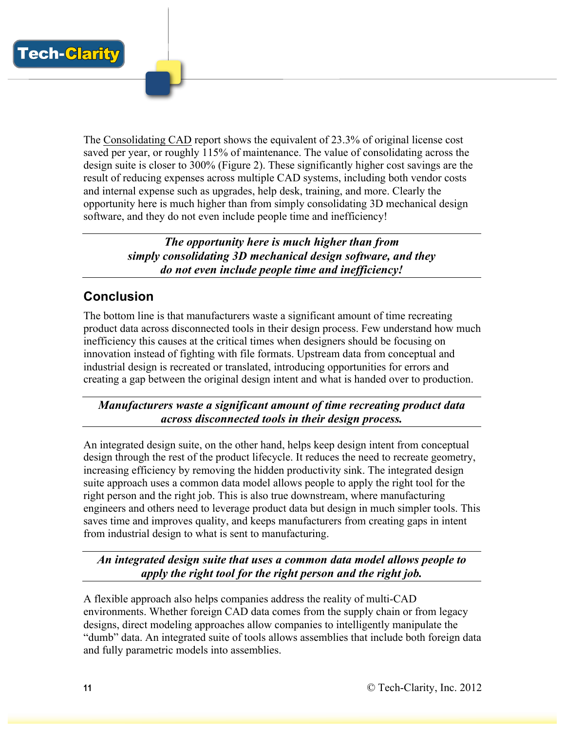The Consolidating CAD report shows the equivalent of 23.3% of original license cost saved per year, or roughly 115% of maintenance. The value of consolidating across the design suite is closer to 300% (Figure 2). These significantly higher cost savings are the result of reducing expenses across multiple CAD systems, including both vendor costs and internal expense such as upgrades, help desk, training, and more. Clearly the opportunity here is much higher than from simply consolidating 3D mechanical design software, and they do not even include people time and inefficiency!

***The opportunity here is much higher than from simply consolidating 3D mechanical design software, and they do not even include people time and inefficiency!***

## Conclusion

The bottom line is that manufacturers waste a significant amount of time recreating product data across disconnected tools in their design process. Few understand how much inefficiency this causes at the critical times when designers should be focusing on innovation instead of fighting with file formats. Upstream data from conceptual and industrial design is recreated or translated, introducing opportunities for errors and creating a gap between the original design intent and what is handed over to production.

***Manufacturers waste a significant amount of time recreating product data across disconnected tools in their design process.***

An integrated design suite, on the other hand, helps keep design intent from conceptual design through the rest of the product lifecycle. It reduces the need to recreate geometry, increasing efficiency by removing the hidden productivity sink. The integrated design suite approach uses a common data model allows people to apply the right tool for the right person and the right job. This is also true downstream, where manufacturing engineers and others need to leverage product data but design in much simpler tools. This saves time and improves quality, and keeps manufacturers from creating gaps in intent from industrial design to what is sent to manufacturing.

***An integrated design suite that uses a common data model allows people to apply the right tool for the right person and the right job.***

A flexible approach also helps companies address the reality of multi-CAD environments. Whether foreign CAD data comes from the supply chain or from legacy designs, direct modeling approaches allow companies to intelligently manipulate the "dumb" data. An integrated suite of tools allows assemblies that include both foreign data and fully parametric models into assemblies.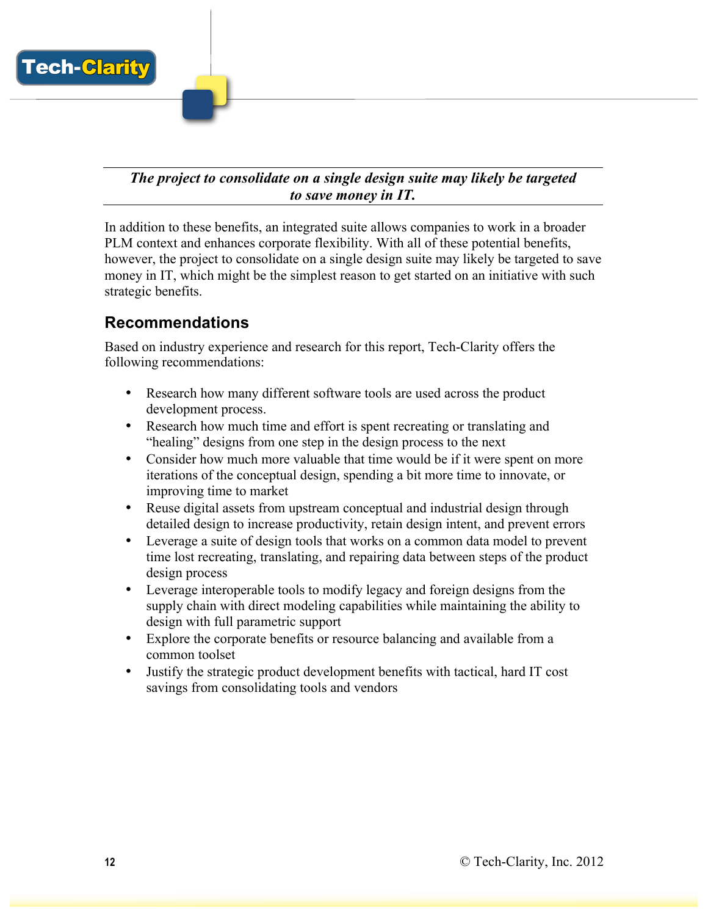***The project to consolidate on a single design suite may likely be targeted to save money in IT.***

In addition to these benefits, an integrated suite allows companies to work in a broader PLM context and enhances corporate flexibility. With all of these potential benefits, however, the project to consolidate on a single design suite may likely be targeted to save money in IT, which might be the simplest reason to get started on an initiative with such strategic benefits.

## Recommendations

Based on industry experience and research for this report, Tech-Clarity offers the following recommendations:

- Research how many different software tools are used across the product development process.
- Research how much time and effort is spent recreating or translating and "healing" designs from one step in the design process to the next
- Consider how much more valuable that time would be if it were spent on more iterations of the conceptual design, spending a bit more time to innovate, or improving time to market
- Reuse digital assets from upstream conceptual and industrial design through detailed design to increase productivity, retain design intent, and prevent errors
- Leverage a suite of design tools that works on a common data model to prevent time lost recreating, translating, and repairing data between steps of the product design process
- Leverage interoperable tools to modify legacy and foreign designs from the supply chain with direct modeling capabilities while maintaining the ability to design with full parametric support
- Explore the corporate benefits or resource balancing and available from a common toolset
- Justify the strategic product development benefits with tactical, hard IT cost savings from consolidating tools and vendors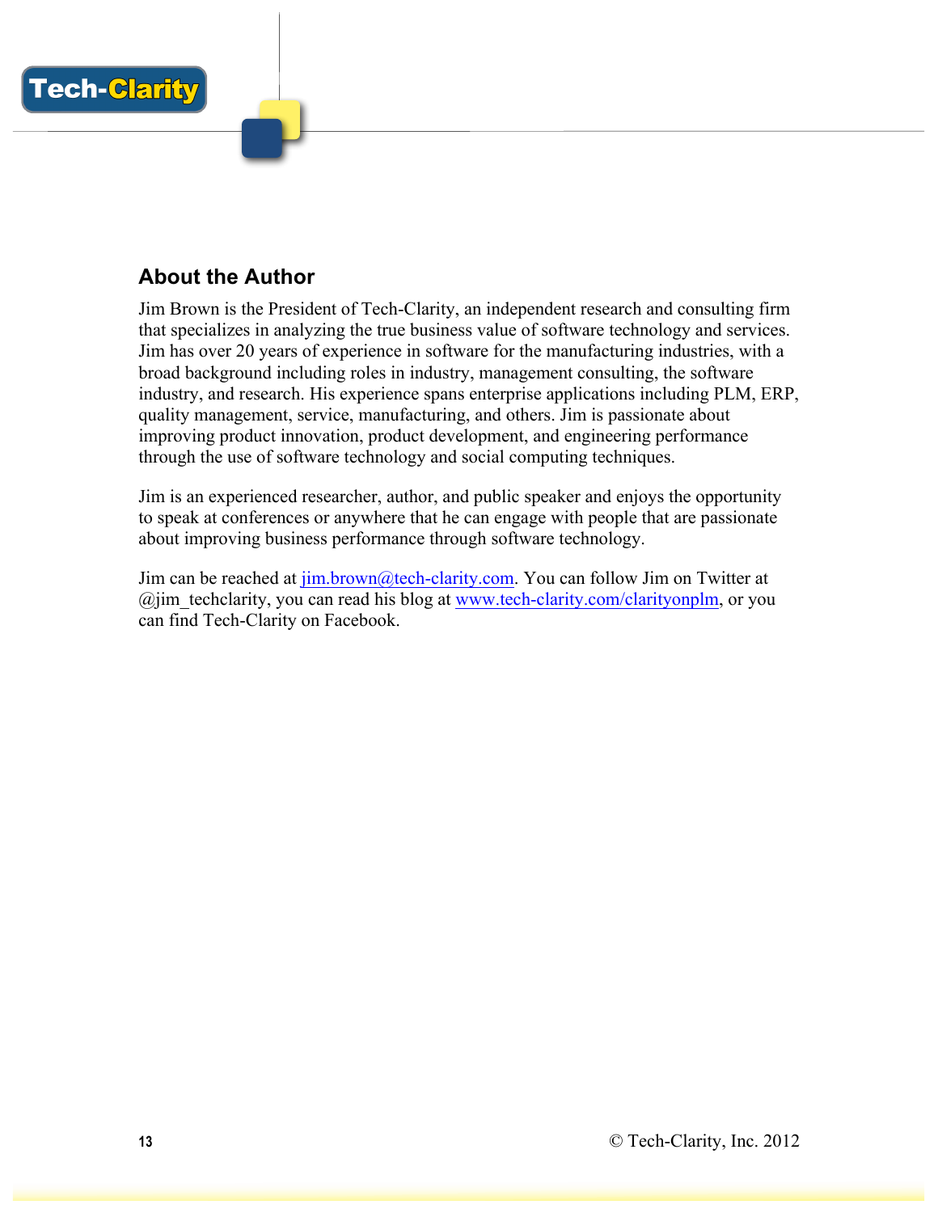## About the Author

Jim Brown is the President of Tech-Clarity, an independent research and consulting firm that specializes in analyzing the true business value of software technology and services. Jim has over 20 years of experience in software for the manufacturing industries, with a broad background including roles in industry, management consulting, the software industry, and research. His experience spans enterprise applications including PLM, ERP, quality management, service, manufacturing, and others. Jim is passionate about improving product innovation, product development, and engineering performance through the use of software technology and social computing techniques.

Jim is an experienced researcher, author, and public speaker and enjoys the opportunity to speak at conferences or anywhere that he can engage with people that are passionate about improving business performance through software technology.

Jim can be reached at jim.brown@tech-clarity.com. You can follow Jim on Twitter at @jim_techclarity, you can read his blog at www.tech-clarity.com/clarityonplm, or you can find Tech-Clarity on Facebook.